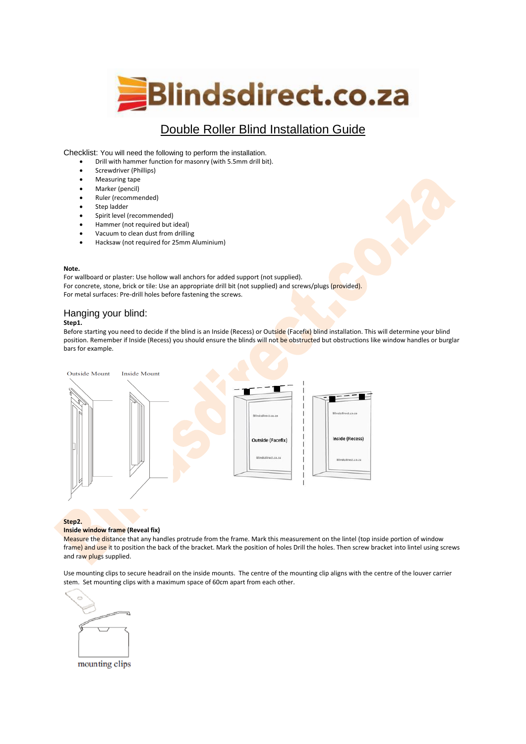# Blindsdirect.co.za

## Double Roller Blind Installation Guide

Checklist: You will need the following to perform the installation.

- Drill with hammer function for masonry (with 5.5mm drill bit).
- Screwdriver (Phillips)
- Measuring tape
- Marker (pencil)
- Ruler (recommended)
- Step ladder
- Spirit level (recommended)
- Hammer (not required but ideal)
- Vacuum to clean dust from drilling
- Hacksaw (not required for 25mm Aluminium)

**Note.**

For wallboard or plaster: Use hollow wall anchors for added support (not supplied).
For concrete, stone, brick or tile: Use an appropriate drill bit (not supplied) and screws/plugs (provided).
For metal surfaces: Pre-drill holes before fastening the screws.

## Hanging your blind:

**Step1.**

Before starting you need to decide if the blind is an Inside (Recess) or Outside (Facefix) blind installation. This will determine your blind position. Remember if Inside (Recess) you should ensure the blinds will not be obstructed but obstructions like window handles or burglar bars for example.

Outside Mount    Inside Mount

Outside (Facefix)    Inside (Recess)

**Step2.**

**Inside window frame (Reveal fix)**

Measure the distance that any handles protrude from the frame. Mark this measurement on the lintel (top inside portion of window frame) and use it to position the back of the bracket. Mark the position of holes Drill the holes. Then screw bracket into lintel using screws and raw plugs supplied.

Use mounting clips to secure headrail on the inside mounts. The centre of the mounting clip aligns with the centre of the louver carrier stem. Set mounting clips with a maximum space of 60cm apart from each other.

mounting clips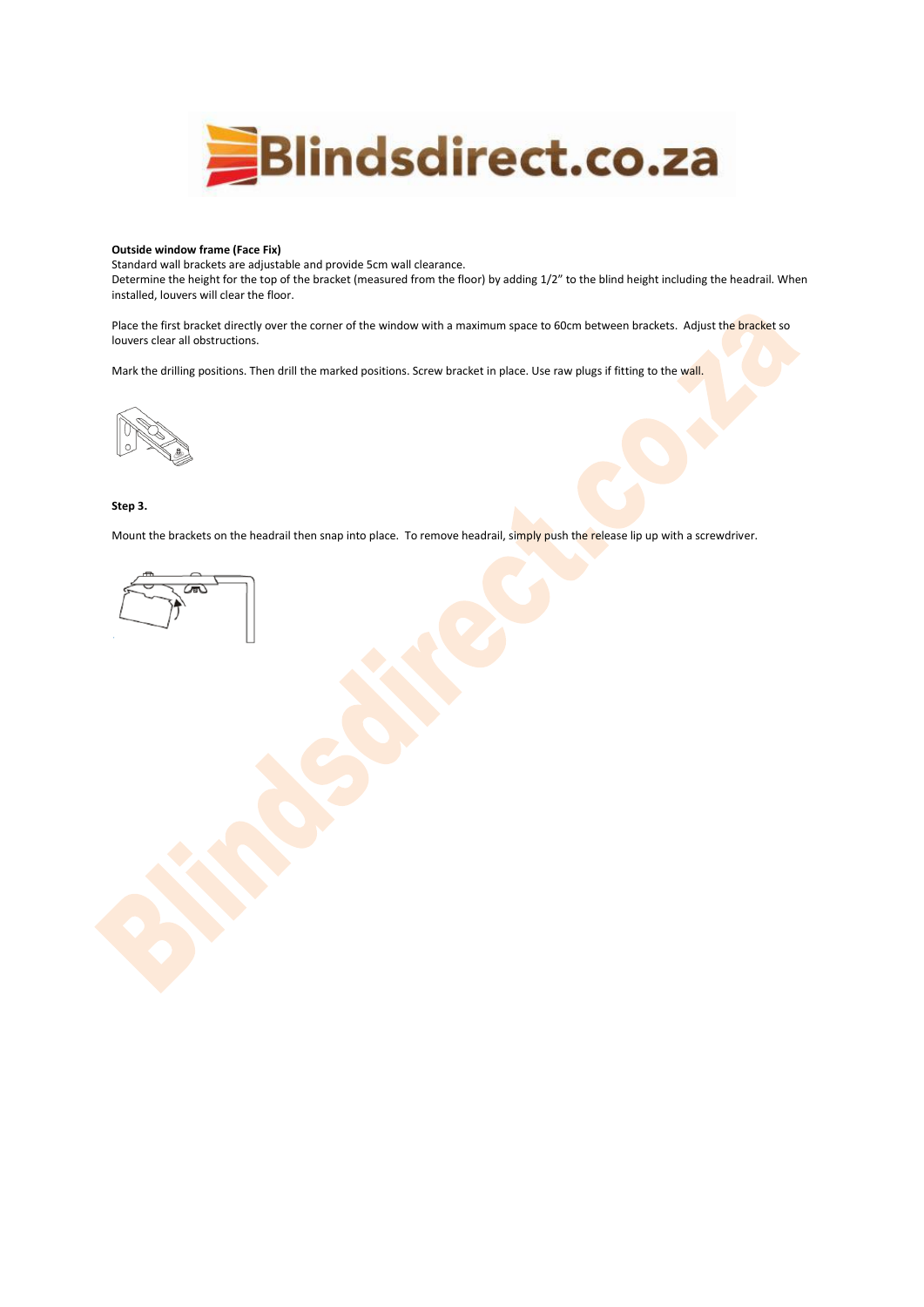**Outside window frame (Face Fix)**

Standard wall brackets are adjustable and provide 5cm wall clearance.

Determine the height for the top of the bracket (measured from the floor) by adding 1/2" to the blind height including the headrail. When installed, louvers will clear the floor.

Place the first bracket directly over the corner of the window with a maximum space to 60cm between brackets. Adjust the bracket so louvers clear all obstructions.

Mark the drilling positions. Then drill the marked positions. Screw bracket in place. Use raw plugs if fitting to the wall.

**Step 3.**

Mount the brackets on the headrail then snap into place. To remove headrail, simply push the release lip up with a screwdriver.